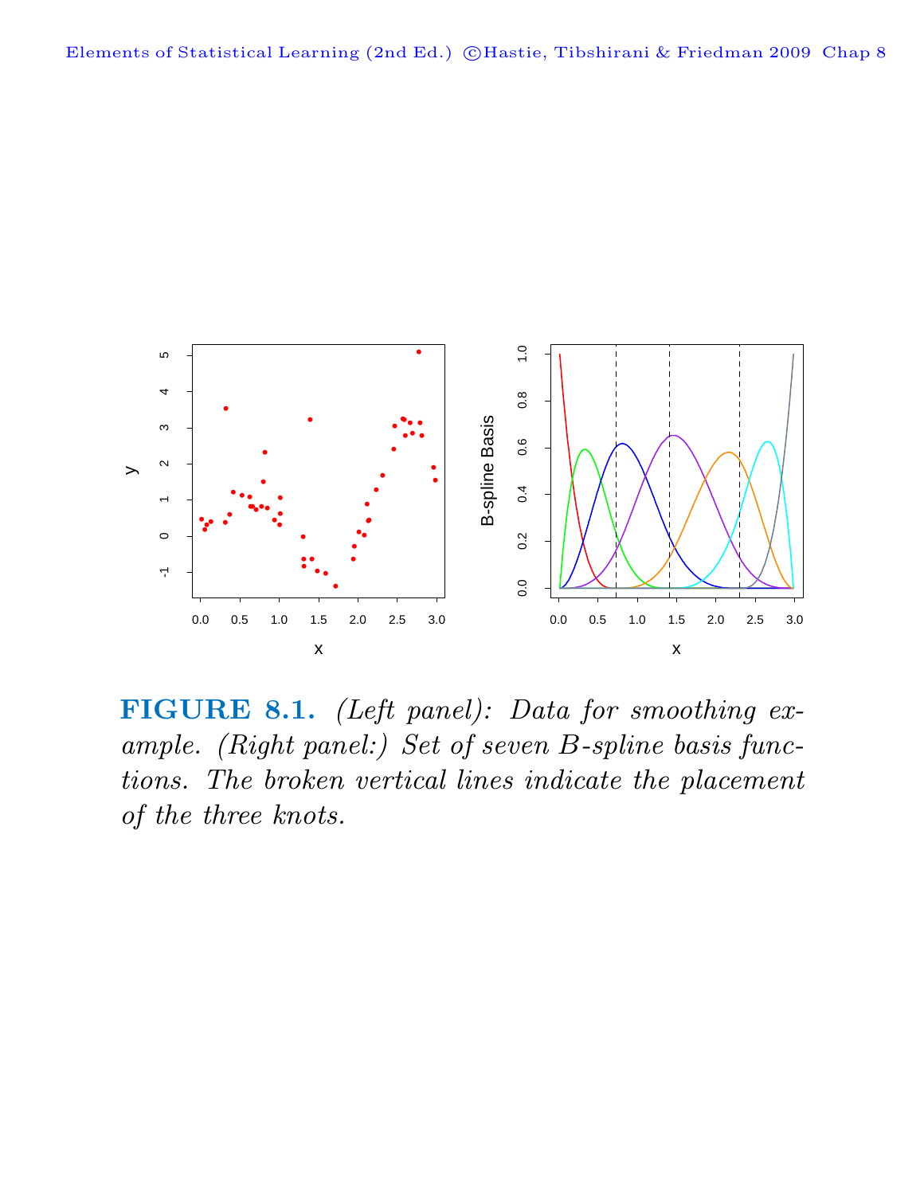**FIGURE 8.1.** *(Left panel): Data for smoothing example. (Right panel:) Set of seven B-spline basis functions. The broken vertical lines indicate the placement of the three knots.*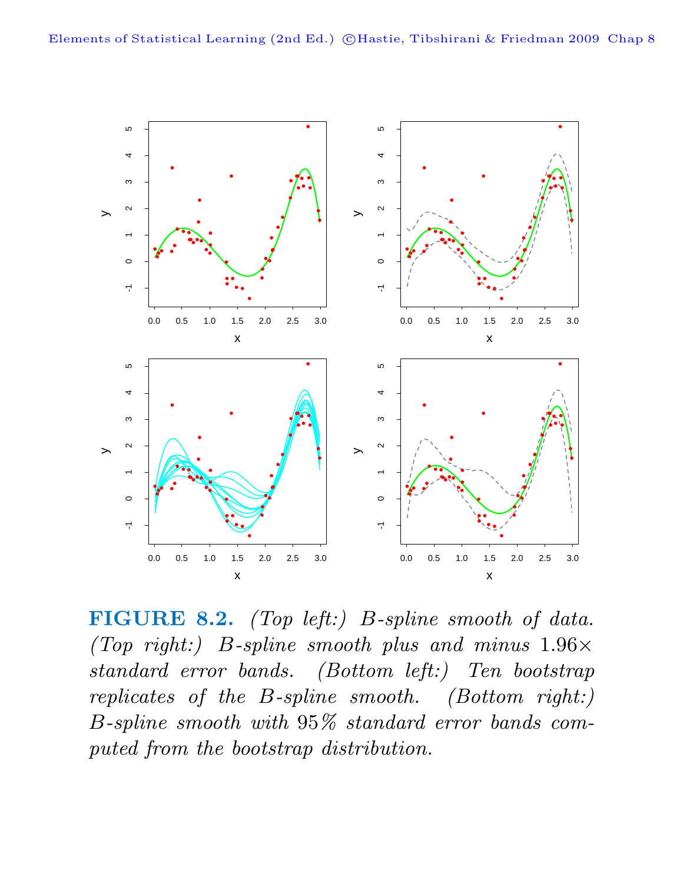**FIGURE 8.2.** *(Top left:) B-spline smooth of data. (Top right:) B-spline smooth plus and minus* $1.96\times$ *standard error bands. (Bottom left:) Ten bootstrap replicates of the B-spline smooth. (Bottom right:) B-spline smooth with* 95% *standard error bands computed from the bootstrap distribution.*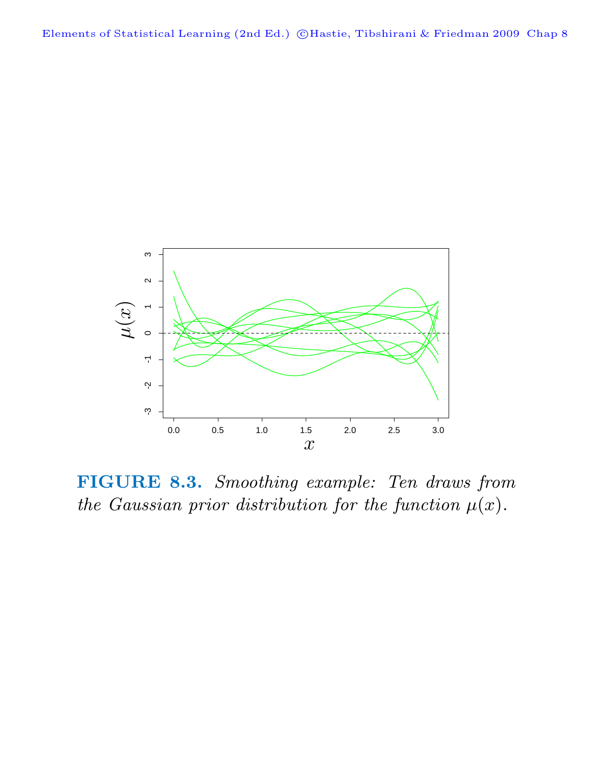**FIGURE 8.3.** *Smoothing example: Ten draws from the Gaussian prior distribution for the function $\mu(x)$.*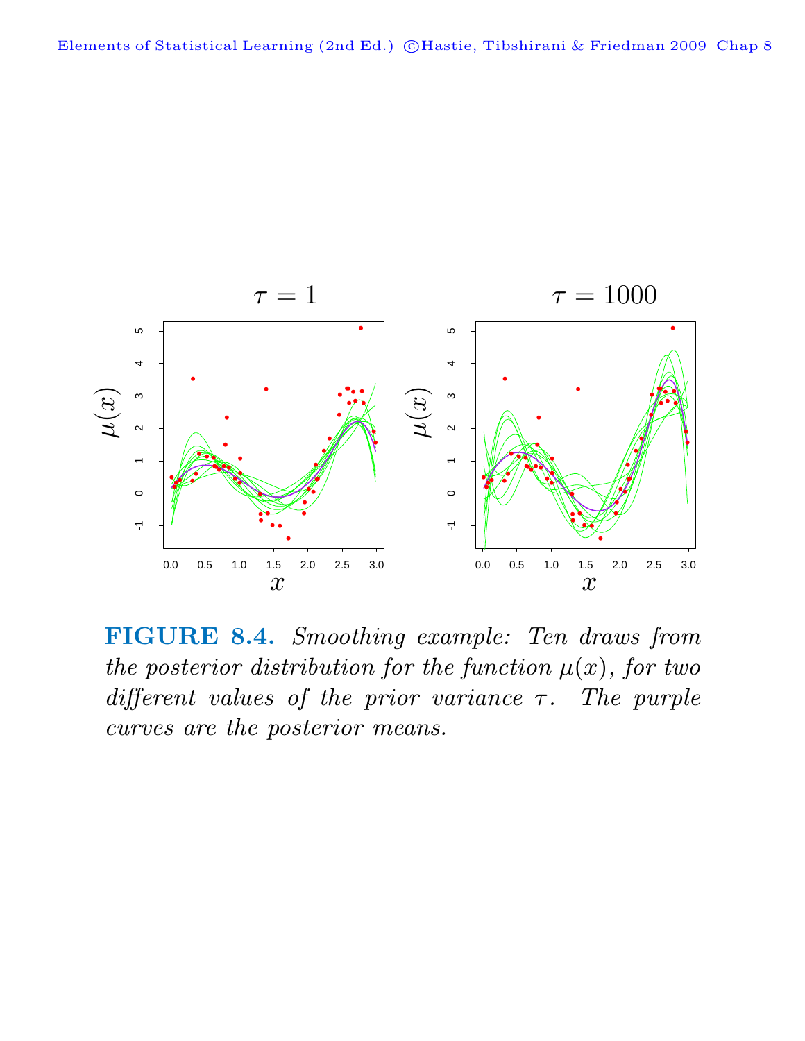**FIGURE 8.4.** *Smoothing example: Ten draws from the posterior distribution for the function $\mu(x)$, for two different values of the prior variance $\tau$. The purple curves are the posterior means.*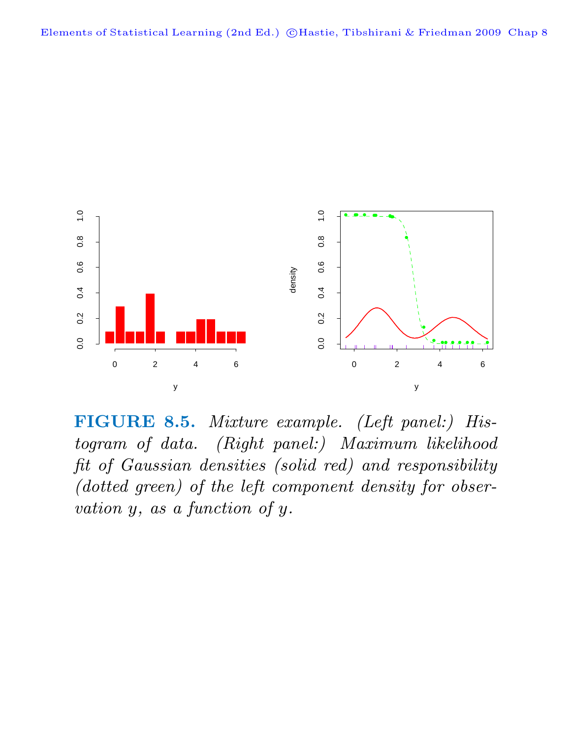**FIGURE 8.5.** *Mixture example. (Left panel:) Histogram of data. (Right panel:) Maximum likelihood fit of Gaussian densities (solid red) and responsibility (dotted green) of the left component density for observation $y$, as a function of $y$.*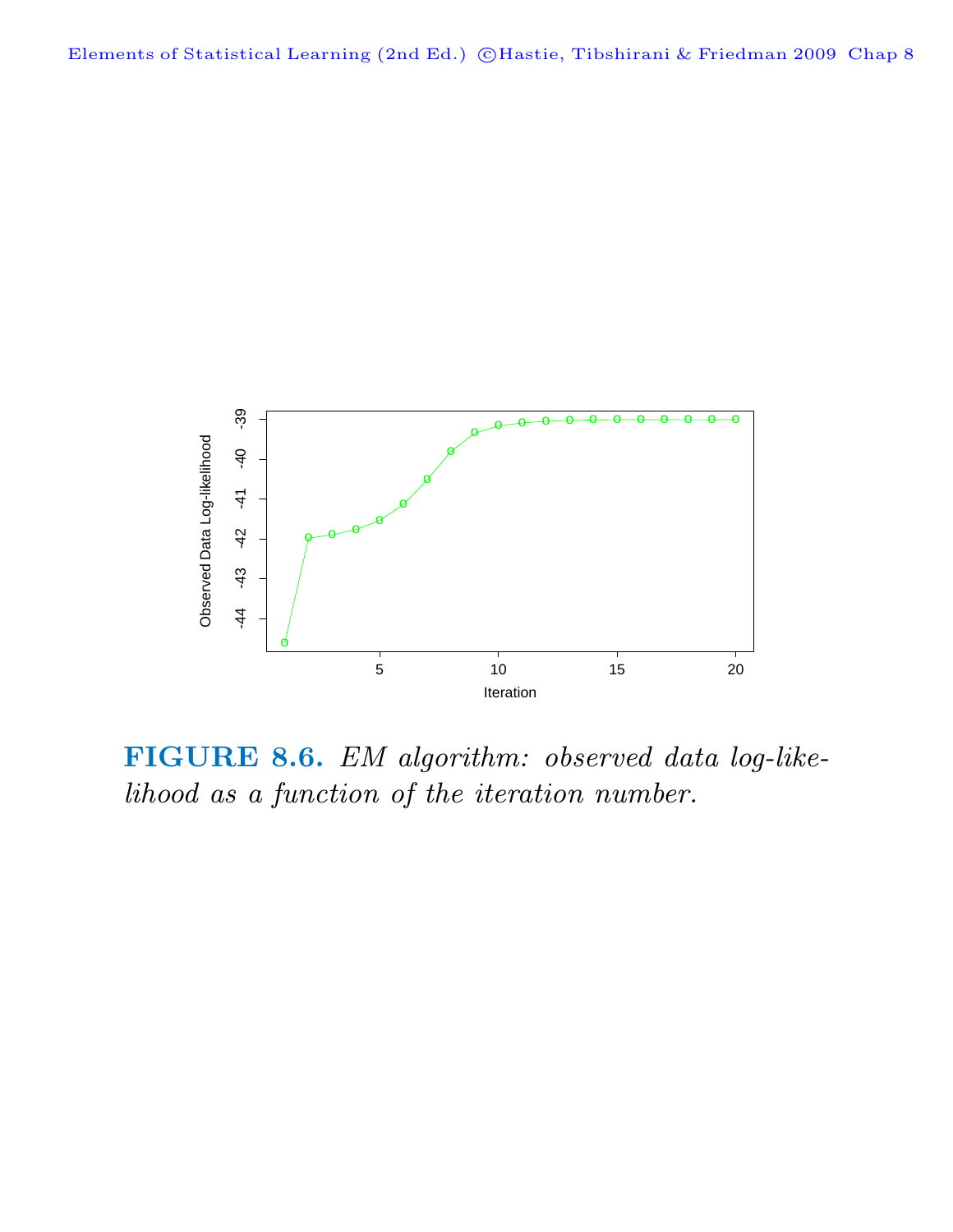**FIGURE 8.6.** *EM algorithm: observed data log-likelihood as a function of the iteration number.*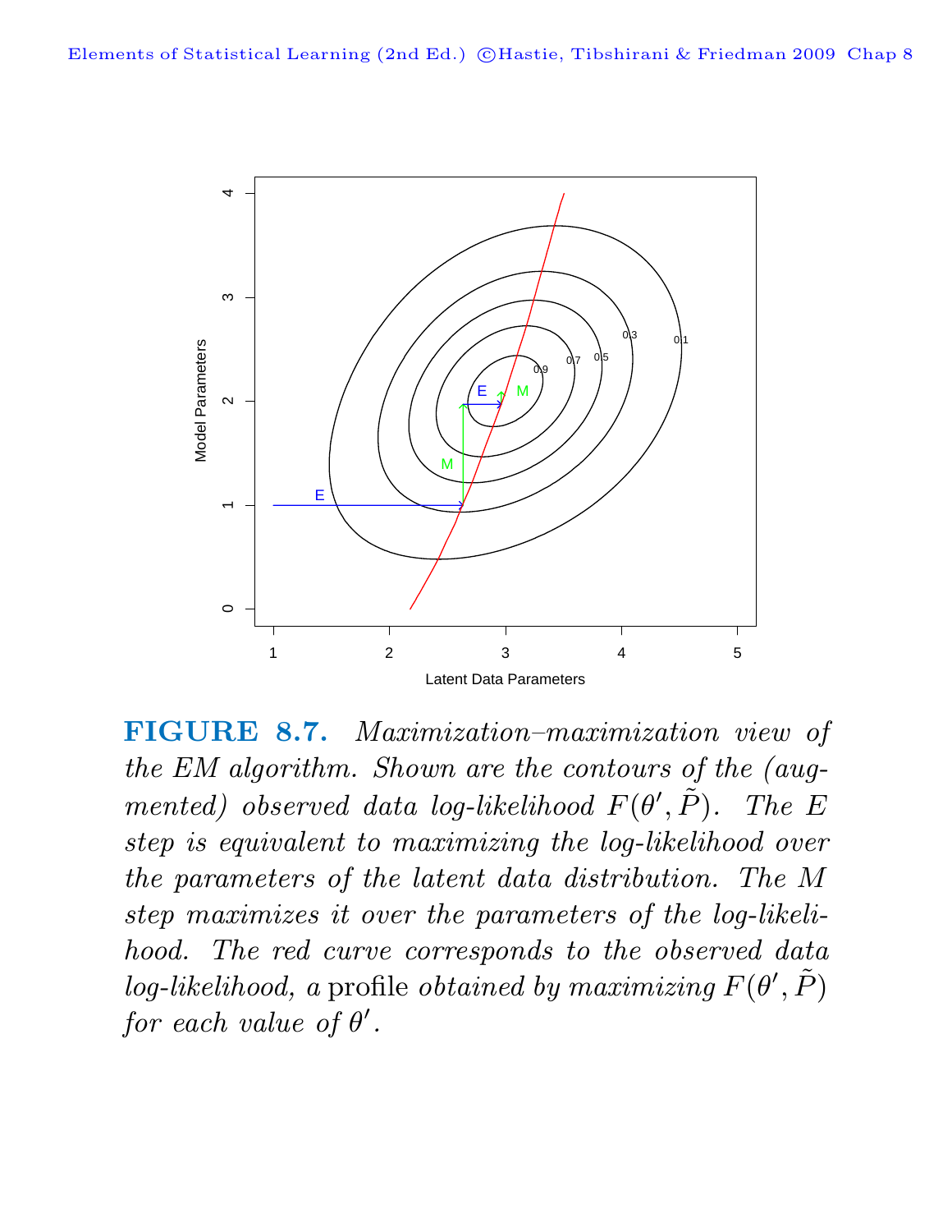**FIGURE 8.7.** *Maximization–maximization view of the EM algorithm. Shown are the contours of the (augmented) observed data log-likelihood* $F(\theta', \tilde{P})$*. The E step is equivalent to maximizing the log-likelihood over the parameters of the latent data distribution. The M step maximizes it over the parameters of the log-likelihood. The red curve corresponds to the observed data log-likelihood, a* profile *obtained by maximizing* $F(\theta', \tilde{P})$ *for each value of* $\theta'$.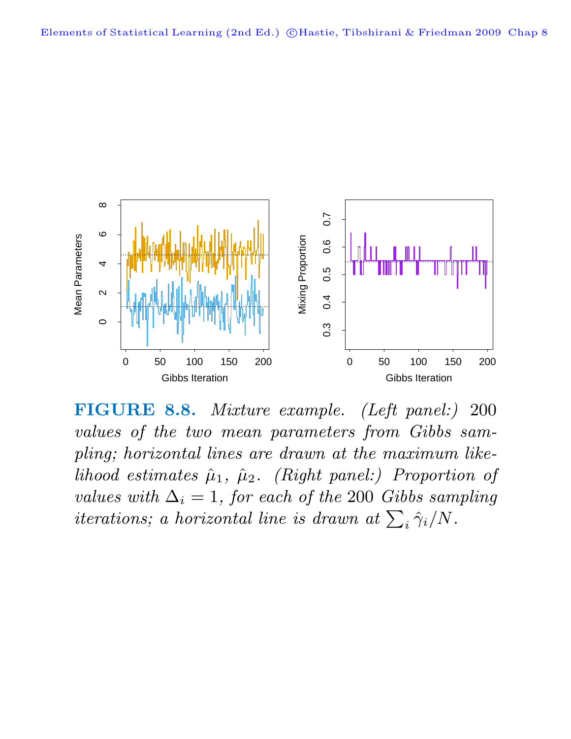**FIGURE 8.8.** *Mixture example. (Left panel:) 200 values of the two mean parameters from Gibbs sampling; horizontal lines are drawn at the maximum likelihood estimates $\hat{\mu}_1$, $\hat{\mu}_2$. (Right panel:) Proportion of values with $\Delta_i = 1$, for each of the 200 Gibbs sampling iterations; a horizontal line is drawn at $\sum_i \hat{\gamma}_i / N$.*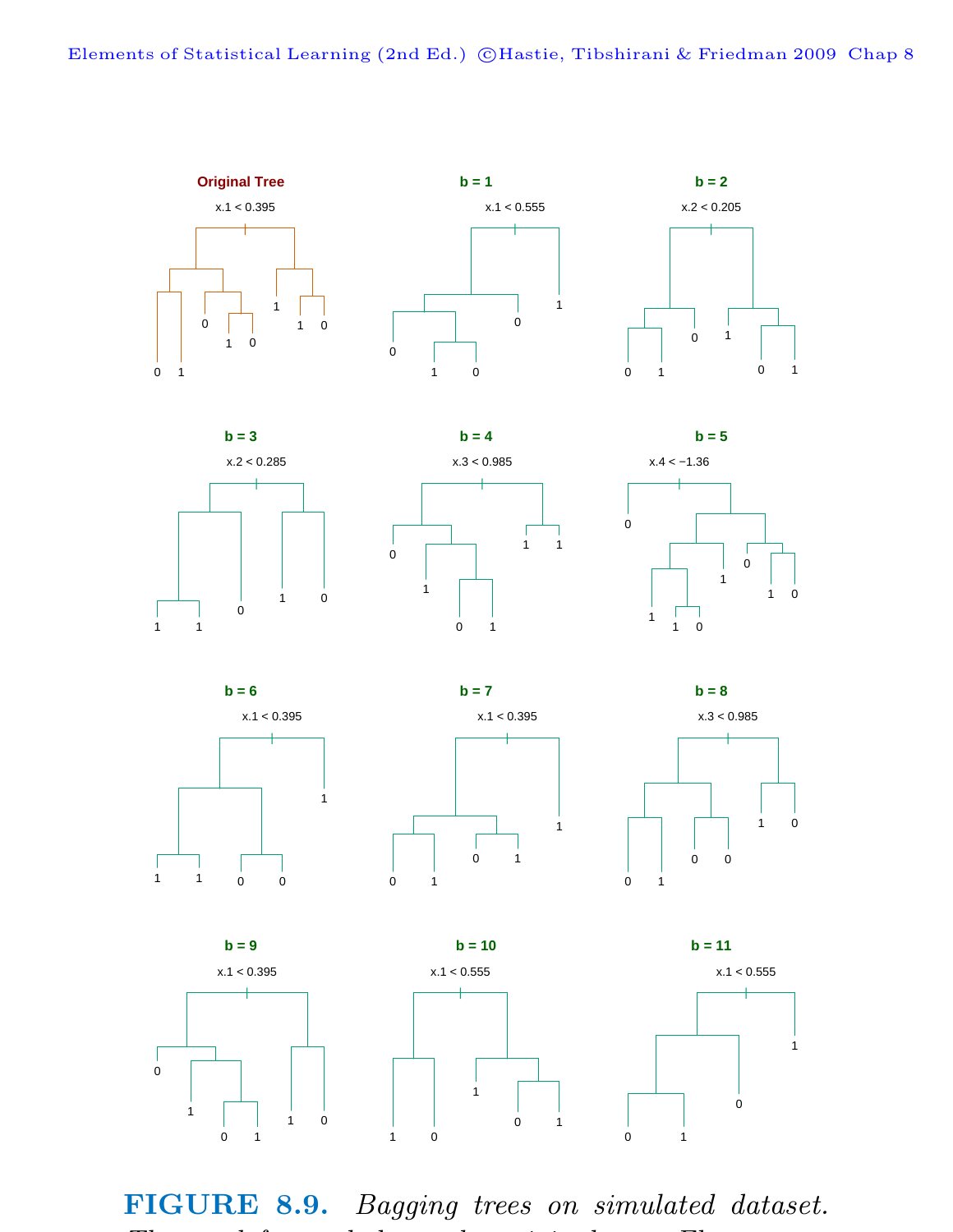**FIGURE 8.9.** *Bagging trees on simulated dataset.*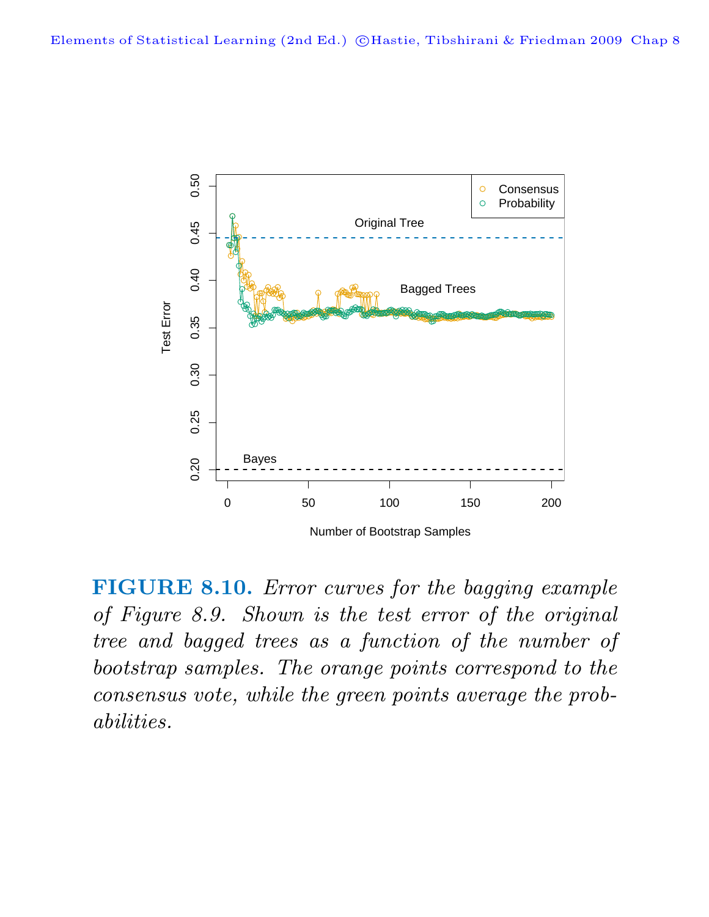**FIGURE 8.10.** *Error curves for the bagging example of Figure 8.9. Shown is the test error of the original tree and bagged trees as a function of the number of bootstrap samples. The orange points correspond to the consensus vote, while the green points average the probabilities.*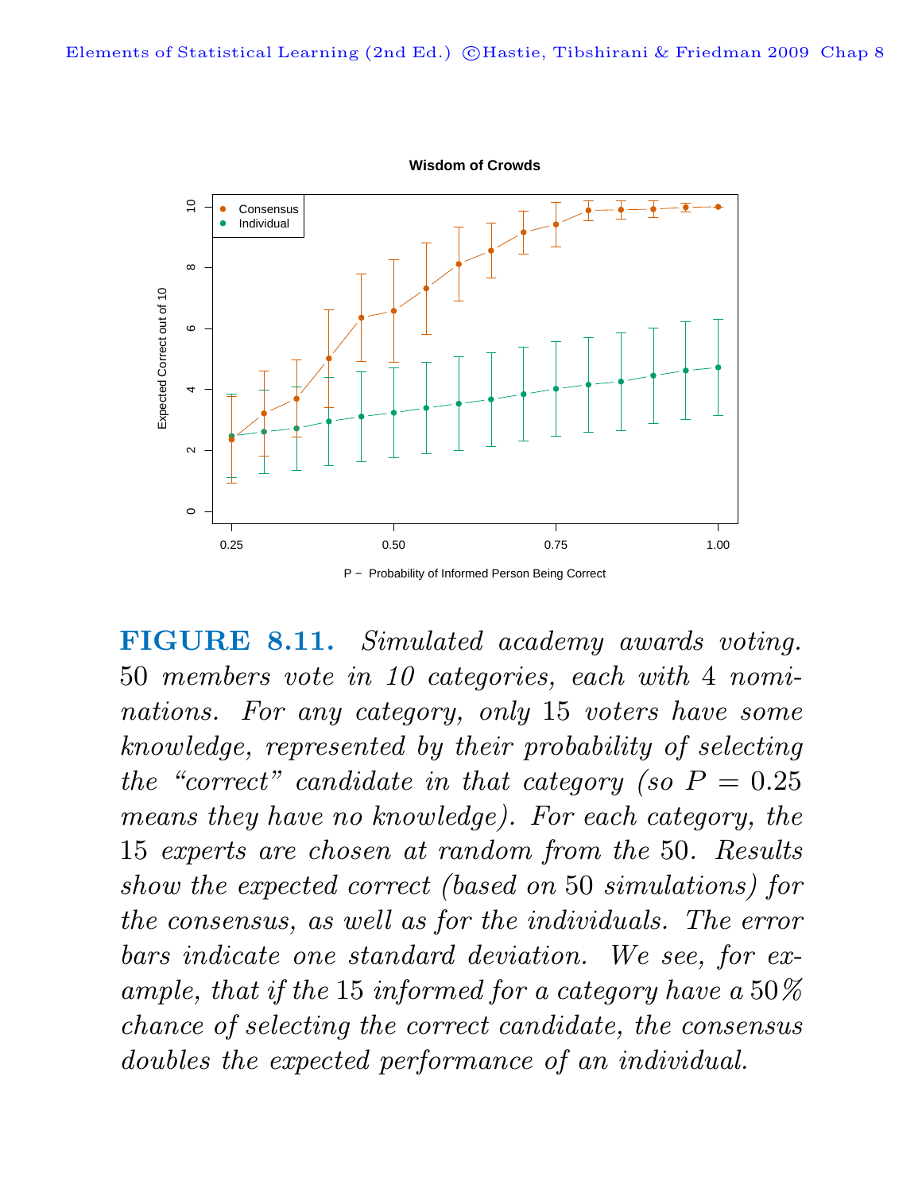**FIGURE 8.11.** *Simulated academy awards voting. 50 members vote in 10 categories, each with 4 nominations. For any category, only 15 voters have some knowledge, represented by their probability of selecting the "correct" candidate in that category (so $P = 0.25$ means they have no knowledge). For each category, the 15 experts are chosen at random from the 50. Results show the expected correct (based on 50 simulations) for the consensus, as well as for the individuals. The error bars indicate one standard deviation. We see, for example, that if the 15 informed for a category have a 50% chance of selecting the correct candidate, the consensus doubles the expected performance of an individual.*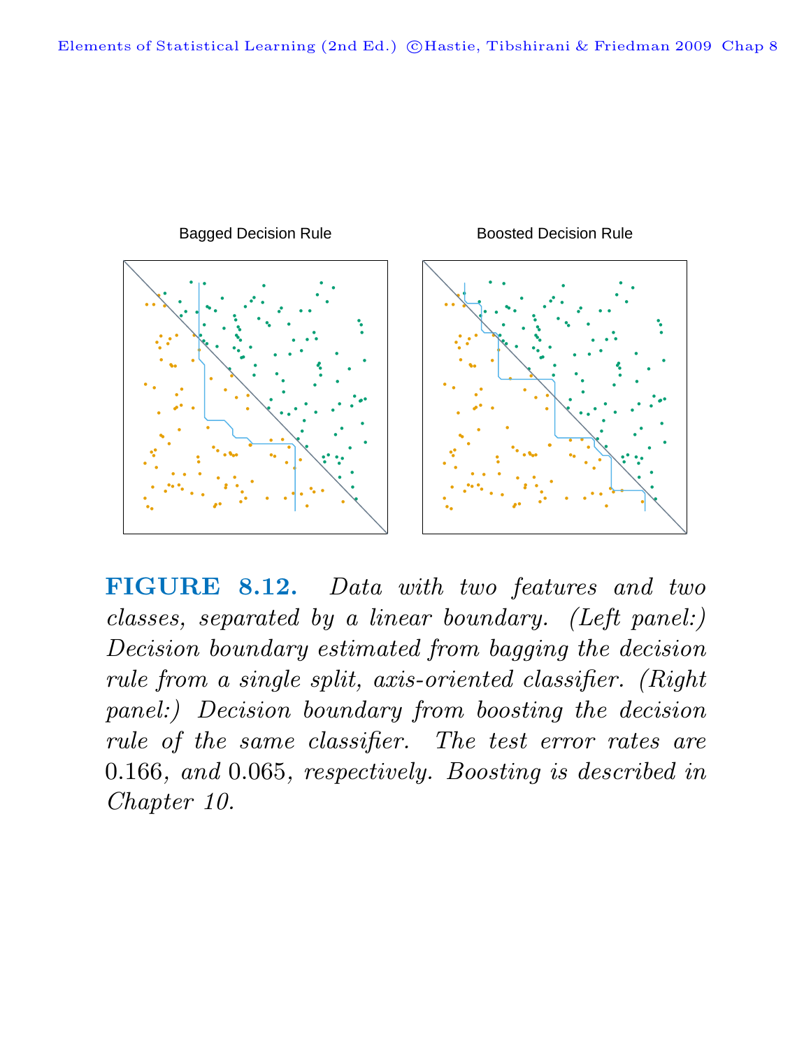Bagged Decision Rule

Boosted Decision Rule

**FIGURE 8.12.** *Data with two features and two classes, separated by a linear boundary. (Left panel:) Decision boundary estimated from bagging the decision rule from a single split, axis-oriented classifier. (Right panel:) Decision boundary from boosting the decision rule of the same classifier. The test error rates are* 0.166*, and* 0.065*, respectively. Boosting is described in Chapter 10.*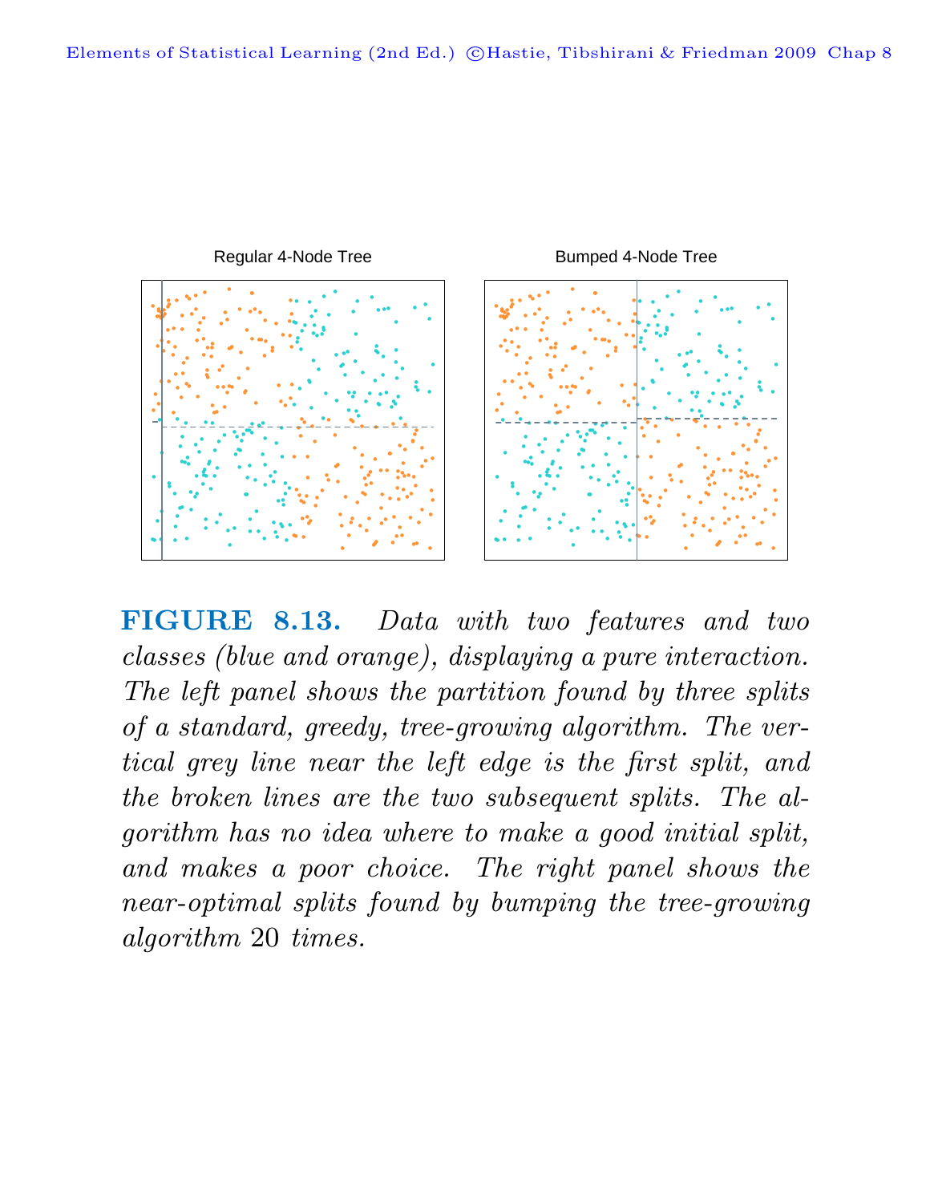Regular 4-Node Tree

Bumped 4-Node Tree

**FIGURE 8.13.** *Data with two features and two classes (blue and orange), displaying a pure interaction. The left panel shows the partition found by three splits of a standard, greedy, tree-growing algorithm. The vertical grey line near the left edge is the first split, and the broken lines are the two subsequent splits. The algorithm has no idea where to make a good initial split, and makes a poor choice. The right panel shows the near-optimal splits found by bumping the tree-growing algorithm* 20 *times.*